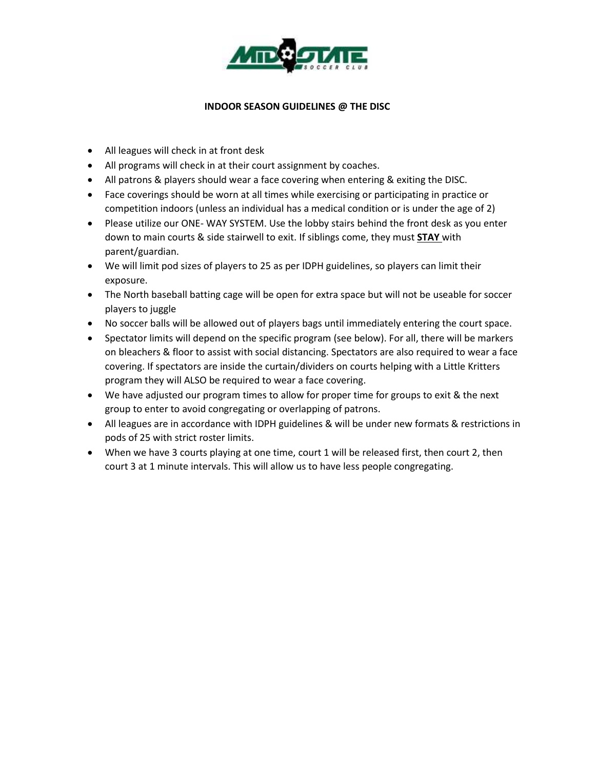## INDOOR SEASON GUIDELINES @ THE DISC

- All leagues will check in at front desk
- All programs will check in at their court assignment by coaches.
- All patrons & players should wear a face covering when entering & exiting the DISC.
- Face coverings should be worn at all times while exercising or participating in practice or competition indoors (unless an individual has a medical condition or is under the age of 2)
- Please utilize our ONE- WAY SYSTEM. Use the lobby stairs behind the front desk as you enter down to main courts & side stairwell to exit. If siblings come, they must **STAY** with parent/guardian.
- We will limit pod sizes of players to 25 as per IDPH guidelines, so players can limit their exposure.
- The North baseball batting cage will be open for extra space but will not be useable for soccer players to juggle
- No soccer balls will be allowed out of players bags until immediately entering the court space.
- Spectator limits will depend on the specific program (see below). For all, there will be markers on bleachers & floor to assist with social distancing. Spectators are also required to wear a face covering. If spectators are inside the curtain/dividers on courts helping with a Little Kritters program they will ALSO be required to wear a face covering.
- We have adjusted our program times to allow for proper time for groups to exit & the next group to enter to avoid congregating or overlapping of patrons.
- All leagues are in accordance with IDPH guidelines & will be under new formats & restrictions in pods of 25 with strict roster limits.
- When we have 3 courts playing at one time, court 1 will be released first, then court 2, then court 3 at 1 minute intervals. This will allow us to have less people congregating.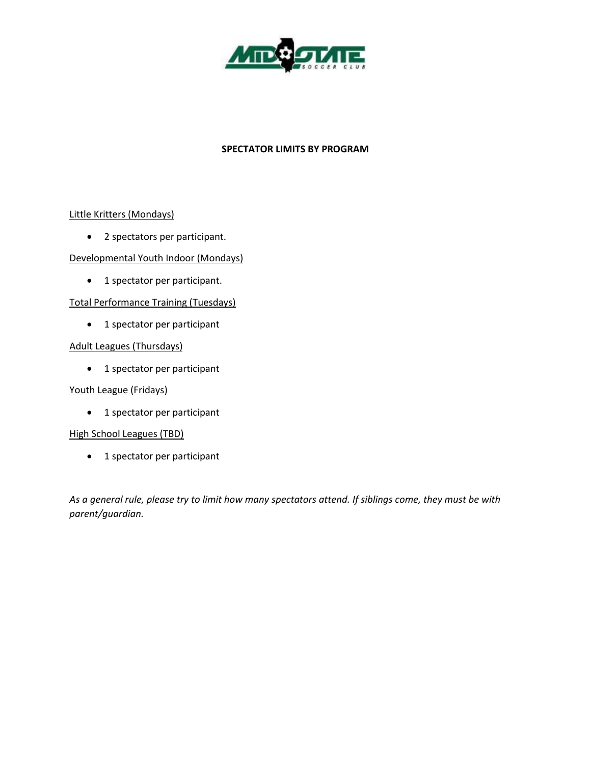## SPECTATOR LIMITS BY PROGRAM

Little Kritters (Mondays)

- 2 spectators per participant.

Developmental Youth Indoor (Mondays)

- 1 spectator per participant.

Total Performance Training (Tuesdays)

- 1 spectator per participant

Adult Leagues (Thursdays)

- 1 spectator per participant

Youth League (Fridays)

- 1 spectator per participant

High School Leagues (TBD)

- 1 spectator per participant

*As a general rule, please try to limit how many spectators attend. If siblings come, they must be with parent/guardian.*